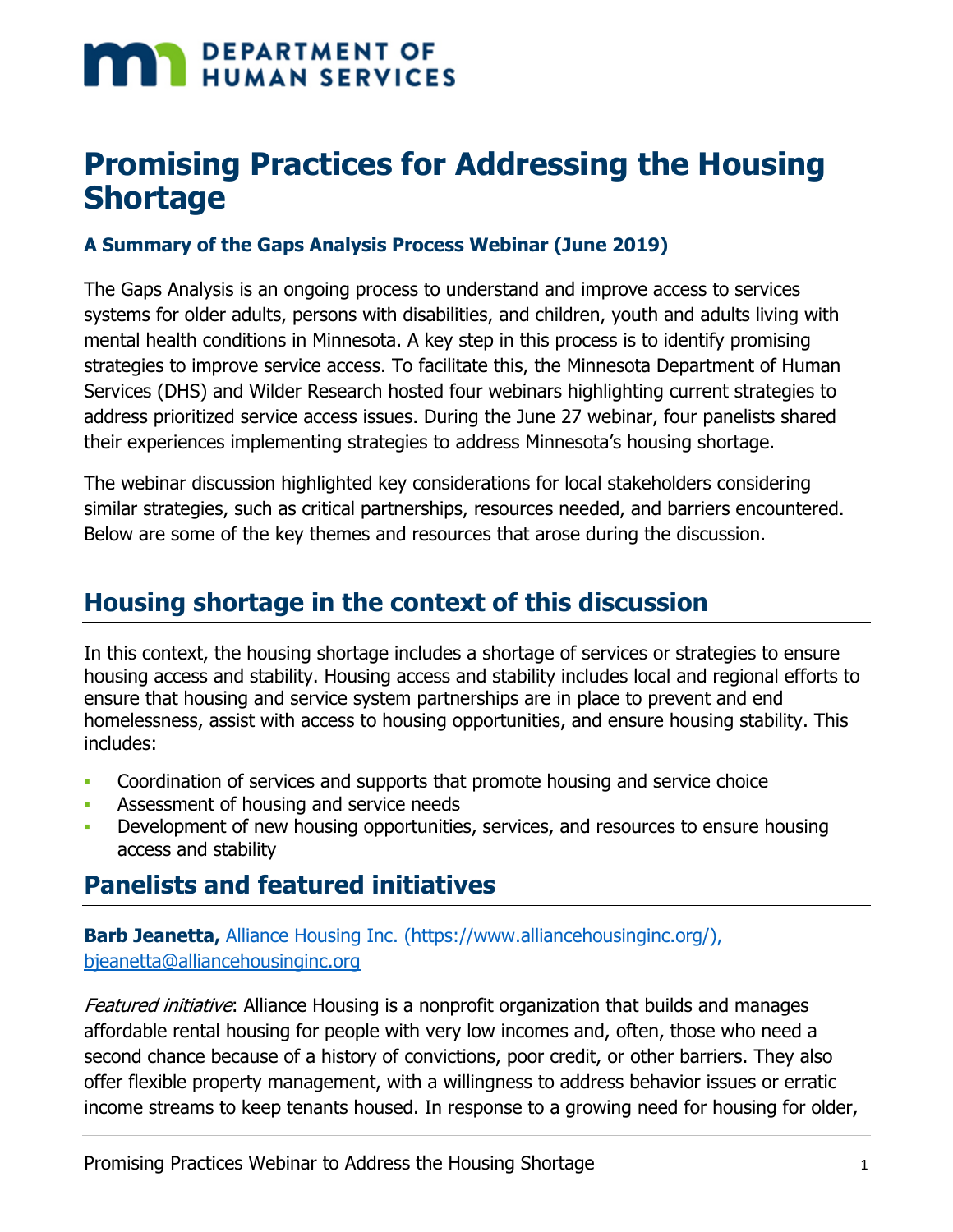# Promising Practices for Addressing the Housing Shortage

### A Summary of the Gaps Analysis Process Webinar (June 2019)

The Gaps Analysis is an ongoing process to understand and improve access to services systems for older adults, persons with disabilities, and children, youth and adults living with mental health conditions in Minnesota. A key step in this process is to identify promising strategies to improve service access. To facilitate this, the Minnesota Department of Human Services (DHS) and Wilder Research hosted four webinars highlighting current strategies to address prioritized service access issues. During the June 27 webinar, four panelists shared their experiences implementing strategies to address Minnesota's housing shortage.

The webinar discussion highlighted key considerations for local stakeholders considering similar strategies, such as critical partnerships, resources needed, and barriers encountered. Below are some of the key themes and resources that arose during the discussion.

## Housing shortage in the context of this discussion

In this context, the housing shortage includes a shortage of services or strategies to ensure housing access and stability. Housing access and stability includes local and regional efforts to ensure that housing and service system partnerships are in place to prevent and end homelessness, assist with access to housing opportunities, and ensure housing stability. This includes:

- Coordination of services and supports that promote housing and service choice
- Assessment of housing and service needs
- Development of new housing opportunities, services, and resources to ensure housing access and stability

## Panelists and featured initiatives

**Barb Jeanetta,** [Alliance Housing Inc. (https://www.alliancehousinginc.org/),](https://www.alliancehousinginc.org/) [bjeanetta@alliancehousinginc.org](mailto:bjeanetta@alliancehousinginc.org)

*Featured initiative*: Alliance Housing is a nonprofit organization that builds and manages affordable rental housing for people with very low incomes and, often, those who need a second chance because of a history of convictions, poor credit, or other barriers. They also offer flexible property management, with a willingness to address behavior issues or erratic income streams to keep tenants housed. In response to a growing need for housing for older,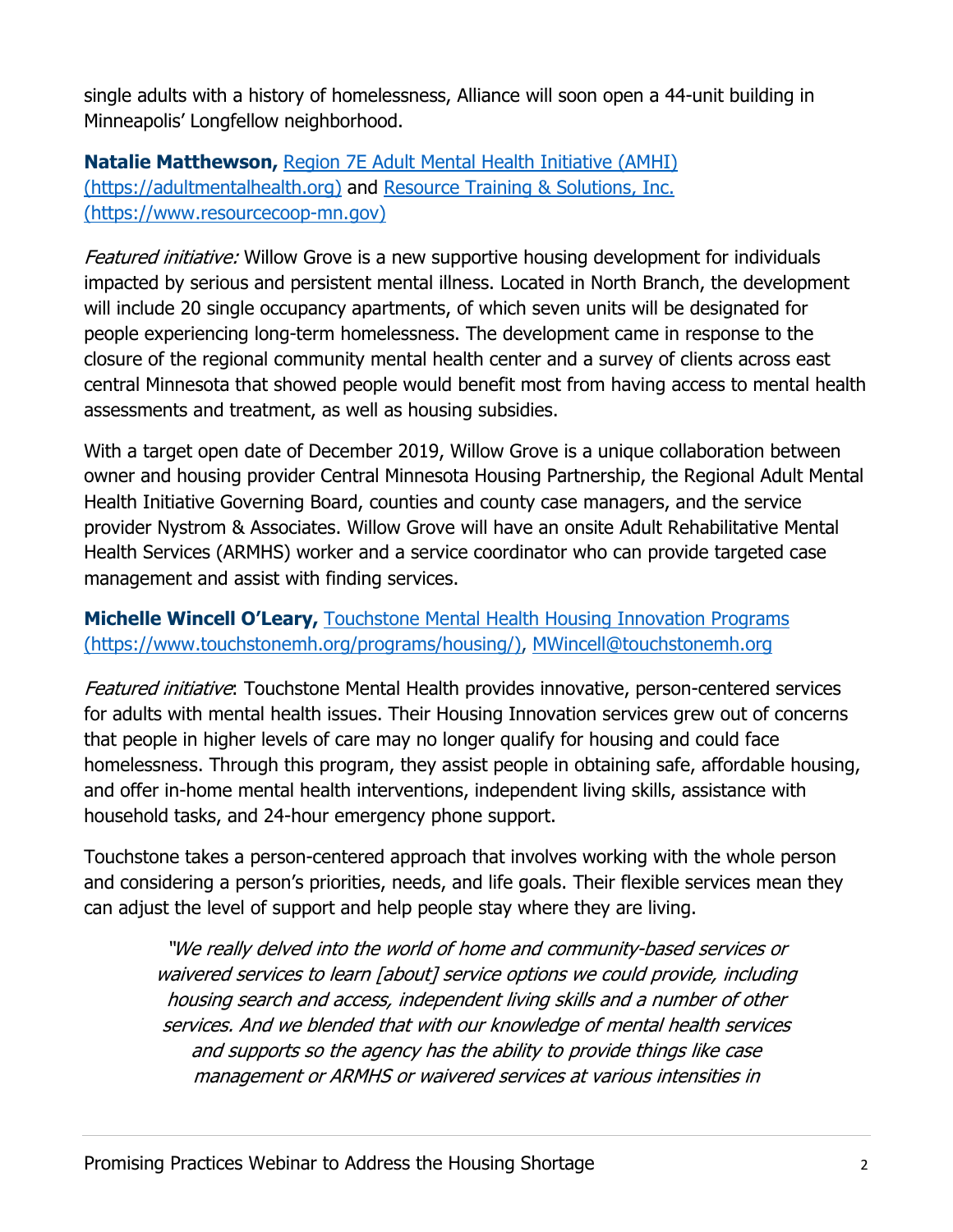single adults with a history of homelessness, Alliance will soon open a 44-unit building in Minneapolis' Longfellow neighborhood.

**Natalie Matthewson,** [Region 7E Adult Mental Health Initiative (AMHI) (https://adultmentalhealth.org)](https://adultmentalhealth.org) and [Resource Training & Solutions, Inc. (https://www.resourcecoop-mn.gov)](https://www.resourcecoop-mn.gov)

*Featured initiative:* Willow Grove is a new supportive housing development for individuals impacted by serious and persistent mental illness. Located in North Branch, the development will include 20 single occupancy apartments, of which seven units will be designated for people experiencing long-term homelessness. The development came in response to the closure of the regional community mental health center and a survey of clients across east central Minnesota that showed people would benefit most from having access to mental health assessments and treatment, as well as housing subsidies.

With a target open date of December 2019, Willow Grove is a unique collaboration between owner and housing provider Central Minnesota Housing Partnership, the Regional Adult Mental Health Initiative Governing Board, counties and county case managers, and the service provider Nystrom & Associates. Willow Grove will have an onsite Adult Rehabilitative Mental Health Services (ARMHS) worker and a service coordinator who can provide targeted case management and assist with finding services.

**Michelle Wincell O'Leary,** [Touchstone Mental Health Housing Innovation Programs (https://www.touchstonemh.org/programs/housing/)](https://www.touchstonemh.org/programs/housing/), [MWincell@touchstonemh.org](mailto:MWincell@touchstonemh.org)

*Featured initiative*: Touchstone Mental Health provides innovative, person-centered services for adults with mental health issues. Their Housing Innovation services grew out of concerns that people in higher levels of care may no longer qualify for housing and could face homelessness. Through this program, they assist people in obtaining safe, affordable housing, and offer in-home mental health interventions, independent living skills, assistance with household tasks, and 24-hour emergency phone support.

Touchstone takes a person-centered approach that involves working with the whole person and considering a person's priorities, needs, and life goals. Their flexible services mean they can adjust the level of support and help people stay where they are living.

> *"We really delved into the world of home and community-based services or waivered services to learn [about] service options we could provide, including housing search and access, independent living skills and a number of other services. And we blended that with our knowledge of mental health services and supports so the agency has the ability to provide things like case management or ARMHS or waivered services at various intensities in*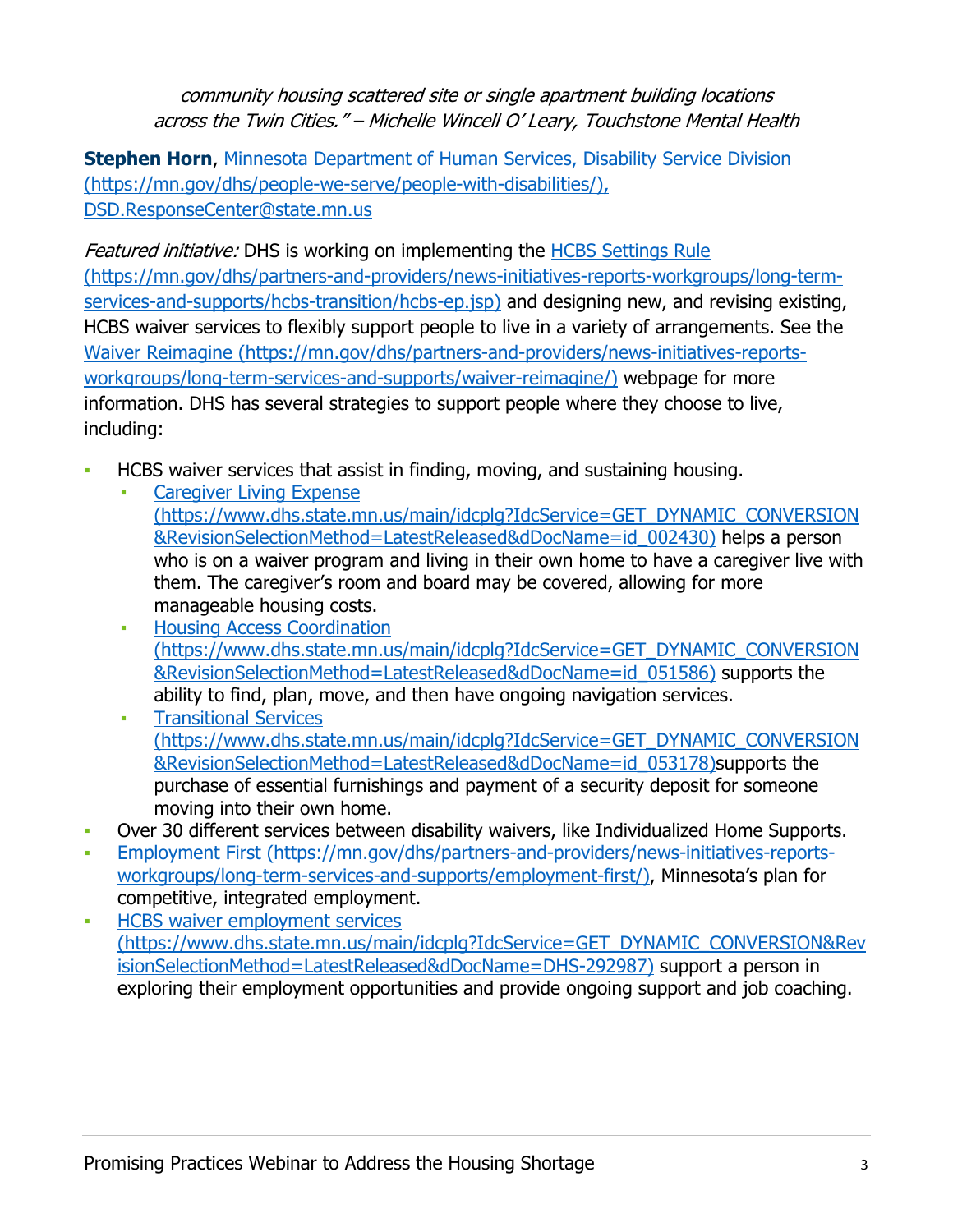*community housing scattered site or single apartment building locations across the Twin Cities." – Michelle Wincell O' Leary, Touchstone Mental Health*

**Stephen Horn**, Minnesota Department of Human Services, Disability Service Division (https://mn.gov/dhs/people-we-serve/people-with-disabilities/), DSD.ResponseCenter@state.mn.us

*Featured initiative:* DHS is working on implementing the HCBS Settings Rule (https://mn.gov/dhs/partners-and-providers/news-initiatives-reports-workgroups/long-term-services-and-supports/hcbs-transition/hcbs-ep.jsp) and designing new, and revising existing, HCBS waiver services to flexibly support people to live in a variety of arrangements. See the Waiver Reimagine (https://mn.gov/dhs/partners-and-providers/news-initiatives-reports-workgroups/long-term-services-and-supports/waiver-reimagine/) webpage for more information. DHS has several strategies to support people where they choose to live, including:

- HCBS waiver services that assist in finding, moving, and sustaining housing.
  - Caregiver Living Expense (https://www.dhs.state.mn.us/main/idcplg?IdcService=GET_DYNAMIC_CONVERSION&RevisionSelectionMethod=LatestReleased&dDocName=id_002430) helps a person who is on a waiver program and living in their own home to have a caregiver live with them. The caregiver's room and board may be covered, allowing for more manageable housing costs.
  - Housing Access Coordination (https://www.dhs.state.mn.us/main/idcplg?IdcService=GET_DYNAMIC_CONVERSION&RevisionSelectionMethod=LatestReleased&dDocName=id_051586) supports the ability to find, plan, move, and then have ongoing navigation services.
  - Transitional Services (https://www.dhs.state.mn.us/main/idcplg?IdcService=GET_DYNAMIC_CONVERSION&RevisionSelectionMethod=LatestReleased&dDocName=id_053178)supports the purchase of essential furnishings and payment of a security deposit for someone moving into their own home.
- Over 30 different services between disability waivers, like Individualized Home Supports.
- Employment First (https://mn.gov/dhs/partners-and-providers/news-initiatives-reports-workgroups/long-term-services-and-supports/employment-first/), Minnesota's plan for competitive, integrated employment.
- HCBS waiver employment services (https://www.dhs.state.mn.us/main/idcplg?IdcService=GET_DYNAMIC_CONVERSION&RevisionSelectionMethod=LatestReleased&dDocName=DHS-292987) support a person in exploring their employment opportunities and provide ongoing support and job coaching.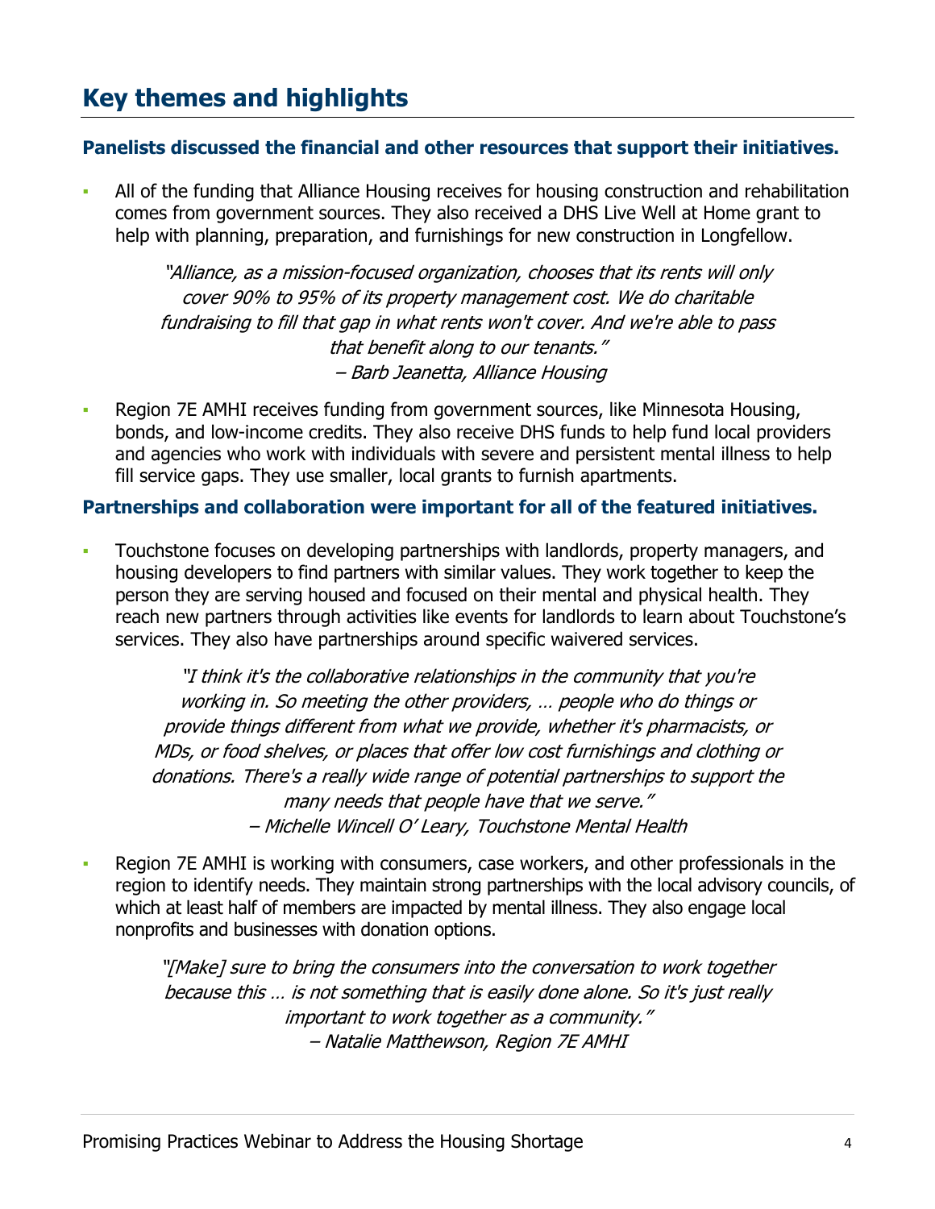## Key themes and highlights

**Panelists discussed the financial and other resources that support their initiatives.**

- All of the funding that Alliance Housing receives for housing construction and rehabilitation comes from government sources. They also received a DHS Live Well at Home grant to help with planning, preparation, and furnishings for new construction in Longfellow.

> *"Alliance, as a mission-focused organization, chooses that its rents will only cover 90% to 95% of its property management cost. We do charitable fundraising to fill that gap in what rents won't cover. And we're able to pass that benefit along to our tenants."*
> *– Barb Jeanetta, Alliance Housing*

- Region 7E AMHI receives funding from government sources, like Minnesota Housing, bonds, and low-income credits. They also receive DHS funds to help fund local providers and agencies who work with individuals with severe and persistent mental illness to help fill service gaps. They use smaller, local grants to furnish apartments.

**Partnerships and collaboration were important for all of the featured initiatives.**

- Touchstone focuses on developing partnerships with landlords, property managers, and housing developers to find partners with similar values. They work together to keep the person they are serving housed and focused on their mental and physical health. They reach new partners through activities like events for landlords to learn about Touchstone's services. They also have partnerships around specific waivered services.

> *"I think it's the collaborative relationships in the community that you're working in. So meeting the other providers, … people who do things or provide things different from what we provide, whether it's pharmacists, or MDs, or food shelves, or places that offer low cost furnishings and clothing or donations. There's a really wide range of potential partnerships to support the many needs that people have that we serve."*
> *– Michelle Wincell O' Leary, Touchstone Mental Health*

- Region 7E AMHI is working with consumers, case workers, and other professionals in the region to identify needs. They maintain strong partnerships with the local advisory councils, of which at least half of members are impacted by mental illness. They also engage local nonprofits and businesses with donation options.

> *"[Make] sure to bring the consumers into the conversation to work together because this … is not something that is easily done alone. So it's just really important to work together as a community."*
> *– Natalie Matthewson, Region 7E AMHI*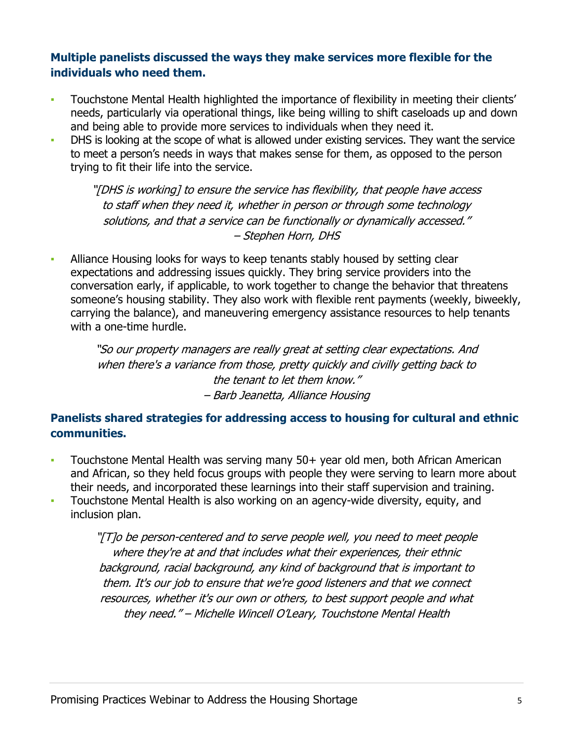**Multiple panelists discussed the ways they make services more flexible for the individuals who need them.**

- Touchstone Mental Health highlighted the importance of flexibility in meeting their clients' needs, particularly via operational things, like being willing to shift caseloads up and down and being able to provide more services to individuals when they need it.
- DHS is looking at the scope of what is allowed under existing services. They want the service to meet a person's needs in ways that makes sense for them, as opposed to the person trying to fit their life into the service.

> *"[DHS is working] to ensure the service has flexibility, that people have access to staff when they need it, whether in person or through some technology solutions, and that a service can be functionally or dynamically accessed." – Stephen Horn, DHS*

- Alliance Housing looks for ways to keep tenants stably housed by setting clear expectations and addressing issues quickly. They bring service providers into the conversation early, if applicable, to work together to change the behavior that threatens someone's housing stability. They also work with flexible rent payments (weekly, biweekly, carrying the balance), and maneuvering emergency assistance resources to help tenants with a one-time hurdle.

> *"So our property managers are really great at setting clear expectations. And when there's a variance from those, pretty quickly and civilly getting back to the tenant to let them know." – Barb Jeanetta, Alliance Housing*

**Panelists shared strategies for addressing access to housing for cultural and ethnic communities.**

- Touchstone Mental Health was serving many 50+ year old men, both African American and African, so they held focus groups with people they were serving to learn more about their needs, and incorporated these learnings into their staff supervision and training.
- Touchstone Mental Health is also working on an agency-wide diversity, equity, and inclusion plan.

> *"[T]o be person-centered and to serve people well, you need to meet people where they're at and that includes what their experiences, their ethnic background, racial background, any kind of background that is important to them. It's our job to ensure that we're good listeners and that we connect resources, whether it's our own or others, to best support people and what they need." – Michelle Wincell O'Leary, Touchstone Mental Health*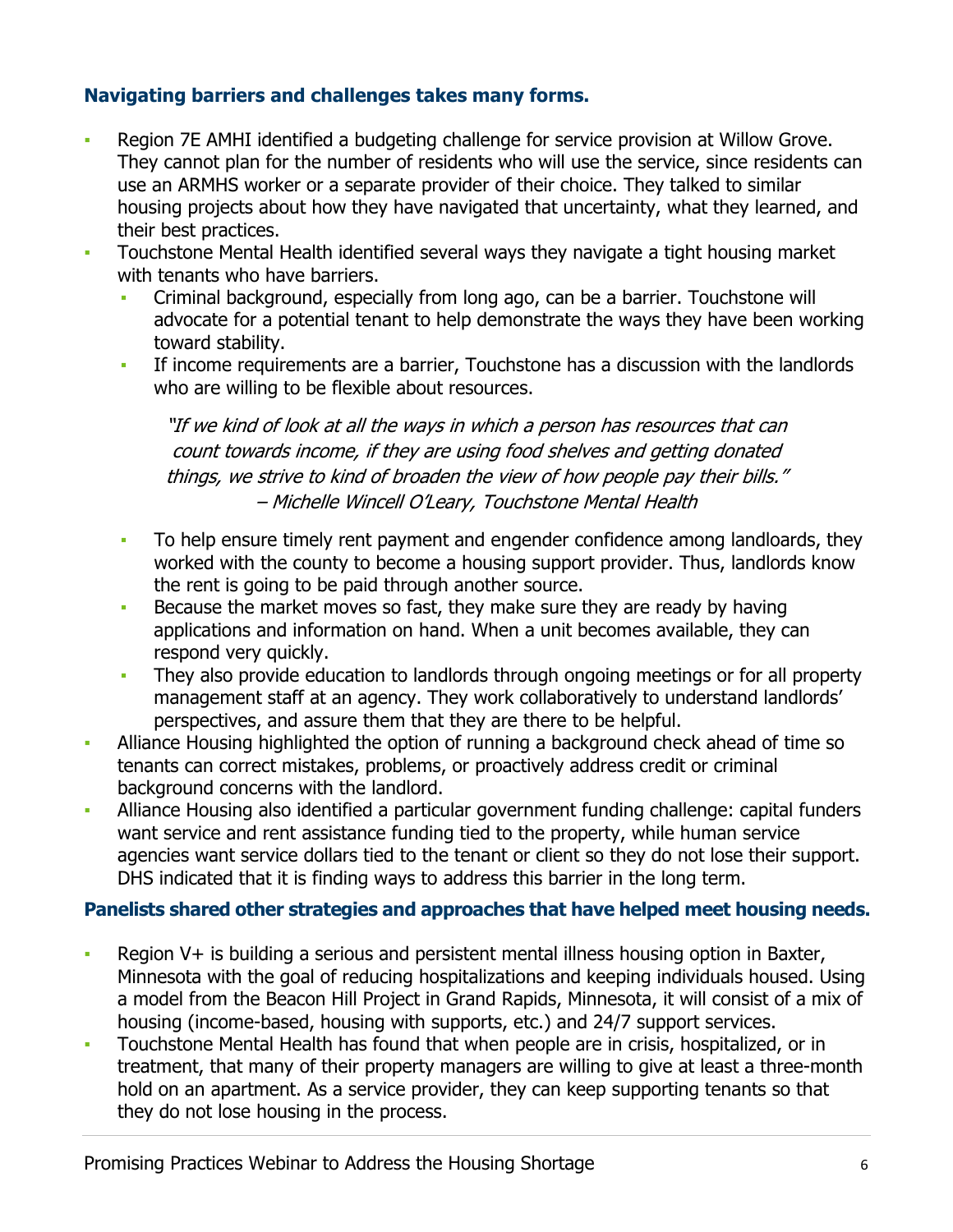### Navigating barriers and challenges takes many forms.

- Region 7E AMHI identified a budgeting challenge for service provision at Willow Grove. They cannot plan for the number of residents who will use the service, since residents can use an ARMHS worker or a separate provider of their choice. They talked to similar housing projects about how they have navigated that uncertainty, what they learned, and their best practices.
- Touchstone Mental Health identified several ways they navigate a tight housing market with tenants who have barriers.
  - Criminal background, especially from long ago, can be a barrier. Touchstone will advocate for a potential tenant to help demonstrate the ways they have been working toward stability.
  - If income requirements are a barrier, Touchstone has a discussion with the landlords who are willing to be flexible about resources.

    *"If we kind of look at all the ways in which a person has resources that can count towards income, if they are using food shelves and getting donated things, we strive to kind of broaden the view of how people pay their bills." – Michelle Wincell O'Leary, Touchstone Mental Health*

  - To help ensure timely rent payment and engender confidence among landloards, they worked with the county to become a housing support provider. Thus, landlords know the rent is going to be paid through another source.
  - Because the market moves so fast, they make sure they are ready by having applications and information on hand. When a unit becomes available, they can respond very quickly.
  - They also provide education to landlords through ongoing meetings or for all property management staff at an agency. They work collaboratively to understand landlords' perspectives, and assure them that they are there to be helpful.
- Alliance Housing highlighted the option of running a background check ahead of time so tenants can correct mistakes, problems, or proactively address credit or criminal background concerns with the landlord.
- Alliance Housing also identified a particular government funding challenge: capital funders want service and rent assistance funding tied to the property, while human service agencies want service dollars tied to the tenant or client so they do not lose their support. DHS indicated that it is finding ways to address this barrier in the long term.

### Panelists shared other strategies and approaches that have helped meet housing needs.

- Region V+ is building a serious and persistent mental illness housing option in Baxter, Minnesota with the goal of reducing hospitalizations and keeping individuals housed. Using a model from the Beacon Hill Project in Grand Rapids, Minnesota, it will consist of a mix of housing (income-based, housing with supports, etc.) and 24/7 support services.
- Touchstone Mental Health has found that when people are in crisis, hospitalized, or in treatment, that many of their property managers are willing to give at least a three-month hold on an apartment. As a service provider, they can keep supporting tenants so that they do not lose housing in the process.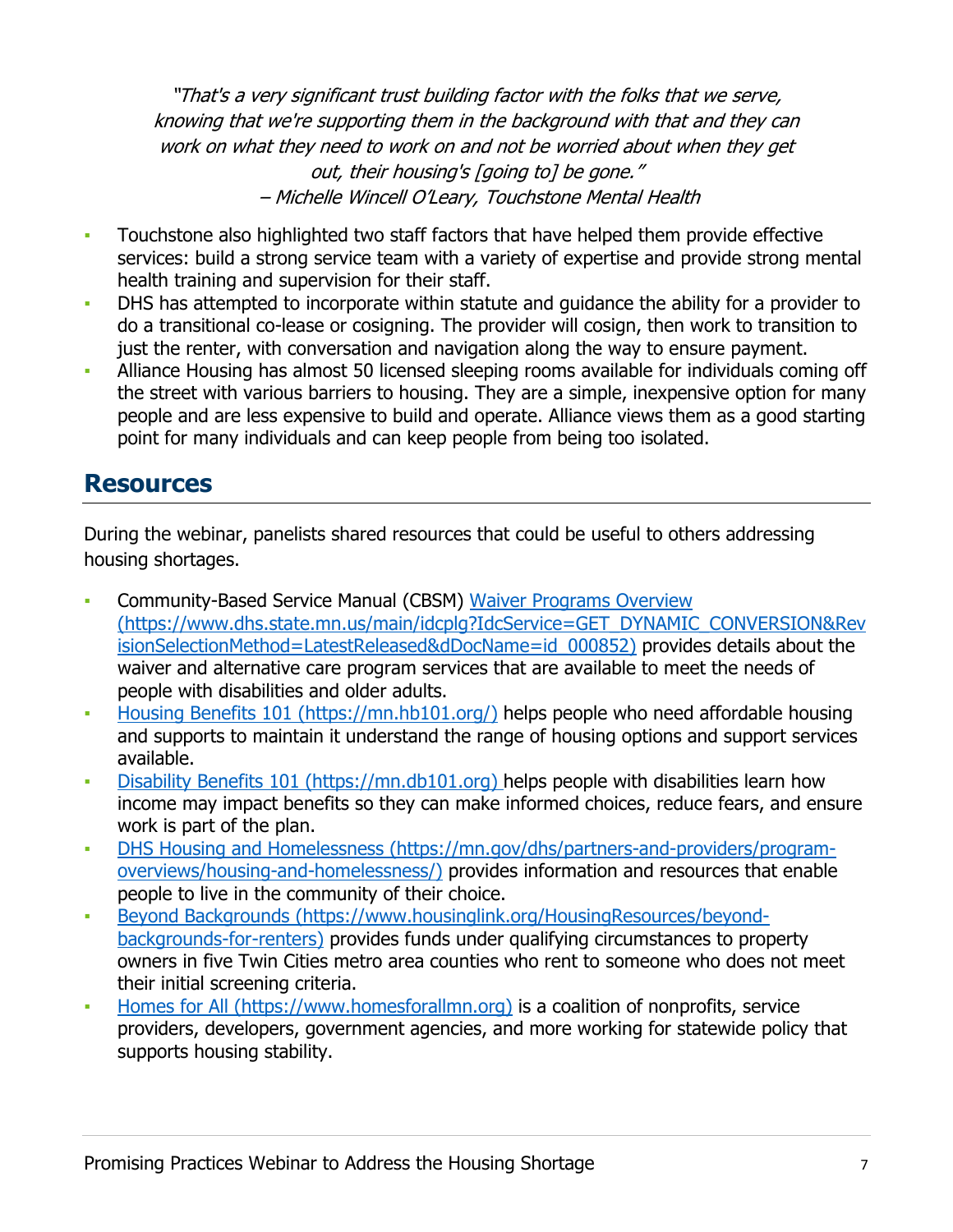*"That's a very significant trust building factor with the folks that we serve, knowing that we're supporting them in the background with that and they can work on what they need to work on and not be worried about when they get out, their housing's [going to] be gone."*
*– Michelle Wincell O'Leary, Touchstone Mental Health*

- Touchstone also highlighted two staff factors that have helped them provide effective services: build a strong service team with a variety of expertise and provide strong mental health training and supervision for their staff.
- DHS has attempted to incorporate within statute and guidance the ability for a provider to do a transitional co-lease or cosigning. The provider will cosign, then work to transition to just the renter, with conversation and navigation along the way to ensure payment.
- Alliance Housing has almost 50 licensed sleeping rooms available for individuals coming off the street with various barriers to housing. They are a simple, inexpensive option for many people and are less expensive to build and operate. Alliance views them as a good starting point for many individuals and can keep people from being too isolated.

## Resources

During the webinar, panelists shared resources that could be useful to others addressing housing shortages.

- Community-Based Service Manual (CBSM) [Waiver Programs Overview (https://www.dhs.state.mn.us/main/idcplg?IdcService=GET_DYNAMIC_CONVERSION&RevisionSelectionMethod=LatestReleased&dDocName=id_000852)](https://www.dhs.state.mn.us/main/idcplg?IdcService=GET_DYNAMIC_CONVERSION&RevisionSelectionMethod=LatestReleased&dDocName=id_000852) provides details about the waiver and alternative care program services that are available to meet the needs of people with disabilities and older adults.
- [Housing Benefits 101 (https://mn.hb101.org/)](https://mn.hb101.org/) helps people who need affordable housing and supports to maintain it understand the range of housing options and support services available.
- [Disability Benefits 101 (https://mn.db101.org)](https://mn.db101.org) helps people with disabilities learn how income may impact benefits so they can make informed choices, reduce fears, and ensure work is part of the plan.
- [DHS Housing and Homelessness (https://mn.gov/dhs/partners-and-providers/program-overviews/housing-and-homelessness/)](https://mn.gov/dhs/partners-and-providers/program-overviews/housing-and-homelessness/) provides information and resources that enable people to live in the community of their choice.
- [Beyond Backgrounds (https://www.housinglink.org/HousingResources/beyond-backgrounds-for-renters)](https://www.housinglink.org/HousingResources/beyond-backgrounds-for-renters) provides funds under qualifying circumstances to property owners in five Twin Cities metro area counties who rent to someone who does not meet their initial screening criteria.
- [Homes for All (https://www.homesforallmn.org)](https://www.homesforallmn.org) is a coalition of nonprofits, service providers, developers, government agencies, and more working for statewide policy that supports housing stability.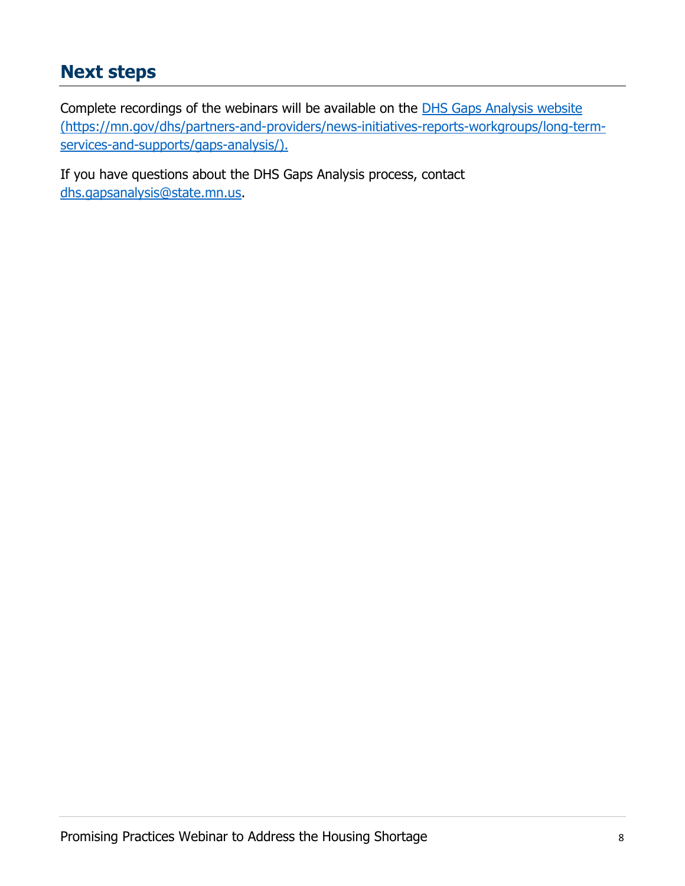## Next steps

Complete recordings of the webinars will be available on the [DHS Gaps Analysis website (https://mn.gov/dhs/partners-and-providers/news-initiatives-reports-workgroups/long-term-services-and-supports/gaps-analysis/).](https://mn.gov/dhs/partners-and-providers/news-initiatives-reports-workgroups/long-term-services-and-supports/gaps-analysis/)

If you have questions about the DHS Gaps Analysis process, contact [dhs.gapsanalysis@state.mn.us](mailto:dhs.gapsanalysis@state.mn.us).